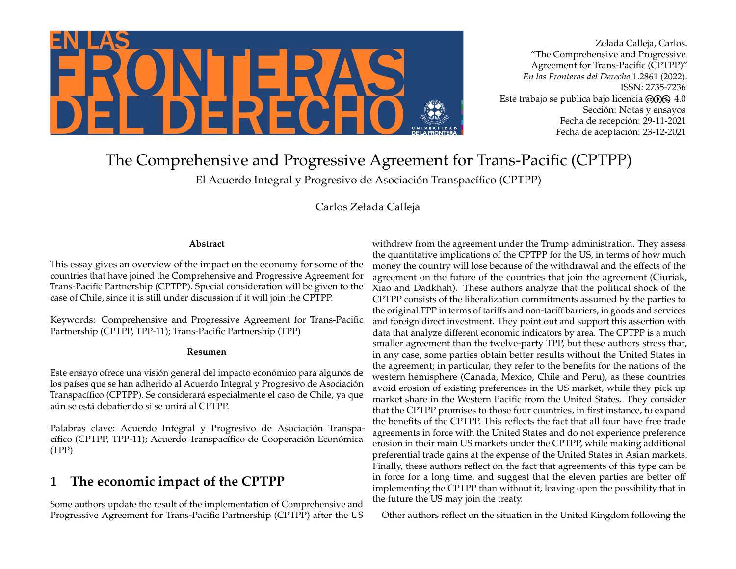Zelada Calleja, Carlos.
"The Comprehensive and Progressive Agreement for Trans-Pacific (CPTPP)"
*En las Fronteras del Derecho* 1.2861 (2022).
ISSN: 2735-7236
Este trabajo se publica bajo licencia 4.0
Sección: Notas y ensayos
Fecha de recepción: 29-11-2021
Fecha de aceptación: 23-12-2021

# The Comprehensive and Progressive Agreement for Trans-Pacific (CPTPP)

El Acuerdo Integral y Progresivo de Asociación Transpacífico (CPTPP)

Carlos Zelada Calleja

**Abstract**

This essay gives an overview of the impact on the economy for some of the countries that have joined the Comprehensive and Progressive Agreement for Trans-Pacific Partnership (CPTPP). Special consideration will be given to the case of Chile, since it is still under discussion if it will join the CPTPP.

Keywords: Comprehensive and Progressive Agreement for Trans-Pacific Partnership (CPTPP, TPP-11); Trans-Pacific Partnership (TPP)

**Resumen**

Este ensayo ofrece una visión general del impacto económico para algunos de los países que se han adherido al Acuerdo Integral y Progresivo de Asociación Transpacífico (CPTPP). Se considerará especialmente el caso de Chile, ya que aún se está debatiendo si se unirá al CPTPP.

Palabras clave: Acuerdo Integral y Progresivo de Asociación Transpacífico (CPTPP, TPP-11); Acuerdo Transpacífico de Cooperación Económica (TPP)

## 1 The economic impact of the CPTPP

Some authors update the result of the implementation of Comprehensive and Progressive Agreement for Trans-Pacific Partnership (CPTPP) after the US withdrew from the agreement under the Trump administration. They assess the quantitative implications of the CPTPP for the US, in terms of how much money the country will lose because of the withdrawal and the effects of the agreement on the future of the countries that join the agreement (Ciuriak, Xiao and Dadkhah). These authors analyze that the political shock of the CPTPP consists of the liberalization commitments assumed by the parties to the original TPP in terms of tariffs and non-tariff barriers, in goods and services and foreign direct investment. They point out and support this assertion with data that analyze different economic indicators by area. The CPTPP is a much smaller agreement than the twelve-party TPP, but these authors stress that, in any case, some parties obtain better results without the United States in the agreement; in particular, they refer to the benefits for the nations of the western hemisphere (Canada, Mexico, Chile and Peru), as these countries avoid erosion of existing preferences in the US market, while they pick up market share in the Western Pacific from the United States. They consider that the CPTPP promises to those four countries, in first instance, to expand the benefits of the CPTPP. This reflects the fact that all four have free trade agreements in force with the United States and do not experience preference erosion in their main US markets under the CPTPP, while making additional preferential trade gains at the expense of the United States in Asian markets. Finally, these authors reflect on the fact that agreements of this type can be in force for a long time, and suggest that the eleven parties are better off implementing the CPTPP than without it, leaving open the possibility that in the future the US may join the treaty.

Other authors reflect on the situation in the United Kingdom following the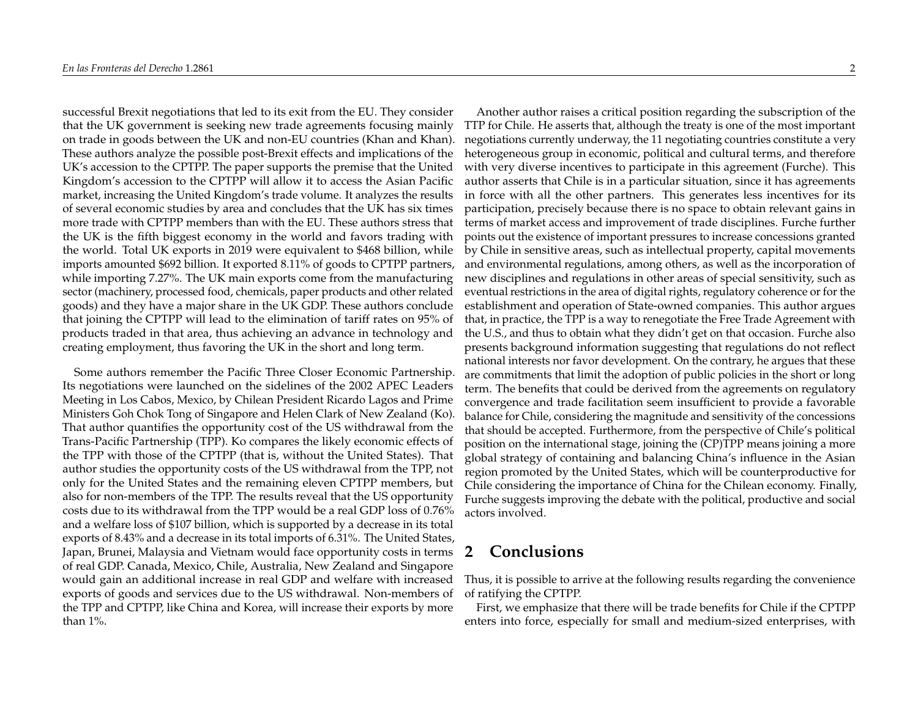successful Brexit negotiations that led to its exit from the EU. They consider that the UK government is seeking new trade agreements focusing mainly on trade in goods between the UK and non-EU countries (Khan and Khan). These authors analyze the possible post-Brexit effects and implications of the UK's accession to the CPTPP. The paper supports the premise that the United Kingdom's accession to the CPTPP will allow it to access the Asian Pacific market, increasing the United Kingdom's trade volume. It analyzes the results of several economic studies by area and concludes that the UK has six times more trade with CPTPP members than with the EU. These authors stress that the UK is the fifth biggest economy in the world and favors trading with the world. Total UK exports in 2019 were equivalent to $468 billion, while imports amounted $692 billion. It exported 8.11% of goods to CPTPP partners, while importing 7.27%. The UK main exports come from the manufacturing sector (machinery, processed food, chemicals, paper products and other related goods) and they have a major share in the UK GDP. These authors conclude that joining the CPTPP will lead to the elimination of tariff rates on 95% of products traded in that area, thus achieving an advance in technology and creating employment, thus favoring the UK in the short and long term.

Some authors remember the Pacific Three Closer Economic Partnership. Its negotiations were launched on the sidelines of the 2002 APEC Leaders Meeting in Los Cabos, Mexico, by Chilean President Ricardo Lagos and Prime Ministers Goh Chok Tong of Singapore and Helen Clark of New Zealand (Ko). That author quantifies the opportunity cost of the US withdrawal from the Trans-Pacific Partnership (TPP). Ko compares the likely economic effects of the TPP with those of the CPTPP (that is, without the United States). That author studies the opportunity costs of the US withdrawal from the TPP, not only for the United States and the remaining eleven CPTPP members, but also for non-members of the TPP. The results reveal that the US opportunity costs due to its withdrawal from the TPP would be a real GDP loss of 0.76% and a welfare loss of $107 billion, which is supported by a decrease in its total exports of 8.43% and a decrease in its total imports of 6.31%. The United States, Japan, Brunei, Malaysia and Vietnam would face opportunity costs in terms of real GDP. Canada, Mexico, Chile, Australia, New Zealand and Singapore would gain an additional increase in real GDP and welfare with increased exports of goods and services due to the US withdrawal. Non-members of the TPP and CPTPP, like China and Korea, will increase their exports by more than 1%.

Another author raises a critical position regarding the subscription of the TTP for Chile. He asserts that, although the treaty is one of the most important negotiations currently underway, the 11 negotiating countries constitute a very heterogeneous group in economic, political and cultural terms, and therefore with very diverse incentives to participate in this agreement (Furche). This author asserts that Chile is in a particular situation, since it has agreements in force with all the other partners. This generates less incentives for its participation, precisely because there is no space to obtain relevant gains in terms of market access and improvement of trade disciplines. Furche further points out the existence of important pressures to increase concessions granted by Chile in sensitive areas, such as intellectual property, capital movements and environmental regulations, among others, as well as the incorporation of new disciplines and regulations in other areas of special sensitivity, such as eventual restrictions in the area of digital rights, regulatory coherence or for the establishment and operation of State-owned companies. This author argues that, in practice, the TPP is a way to renegotiate the Free Trade Agreement with the U.S., and thus to obtain what they didn't get on that occasion. Furche also presents background information suggesting that regulations do not reflect national interests nor favor development. On the contrary, he argues that these are commitments that limit the adoption of public policies in the short or long term. The benefits that could be derived from the agreements on regulatory convergence and trade facilitation seem insufficient to provide a favorable balance for Chile, considering the magnitude and sensitivity of the concessions that should be accepted. Furthermore, from the perspective of Chile's political position on the international stage, joining the (CP)TPP means joining a more global strategy of containing and balancing China's influence in the Asian region promoted by the United States, which will be counterproductive for Chile considering the importance of China for the Chilean economy. Finally, Furche suggests improving the debate with the political, productive and social actors involved.

## 2 Conclusions

Thus, it is possible to arrive at the following results regarding the convenience of ratifying the CPTPP.

First, we emphasize that there will be trade benefits for Chile if the CPTPP enters into force, especially for small and medium-sized enterprises, with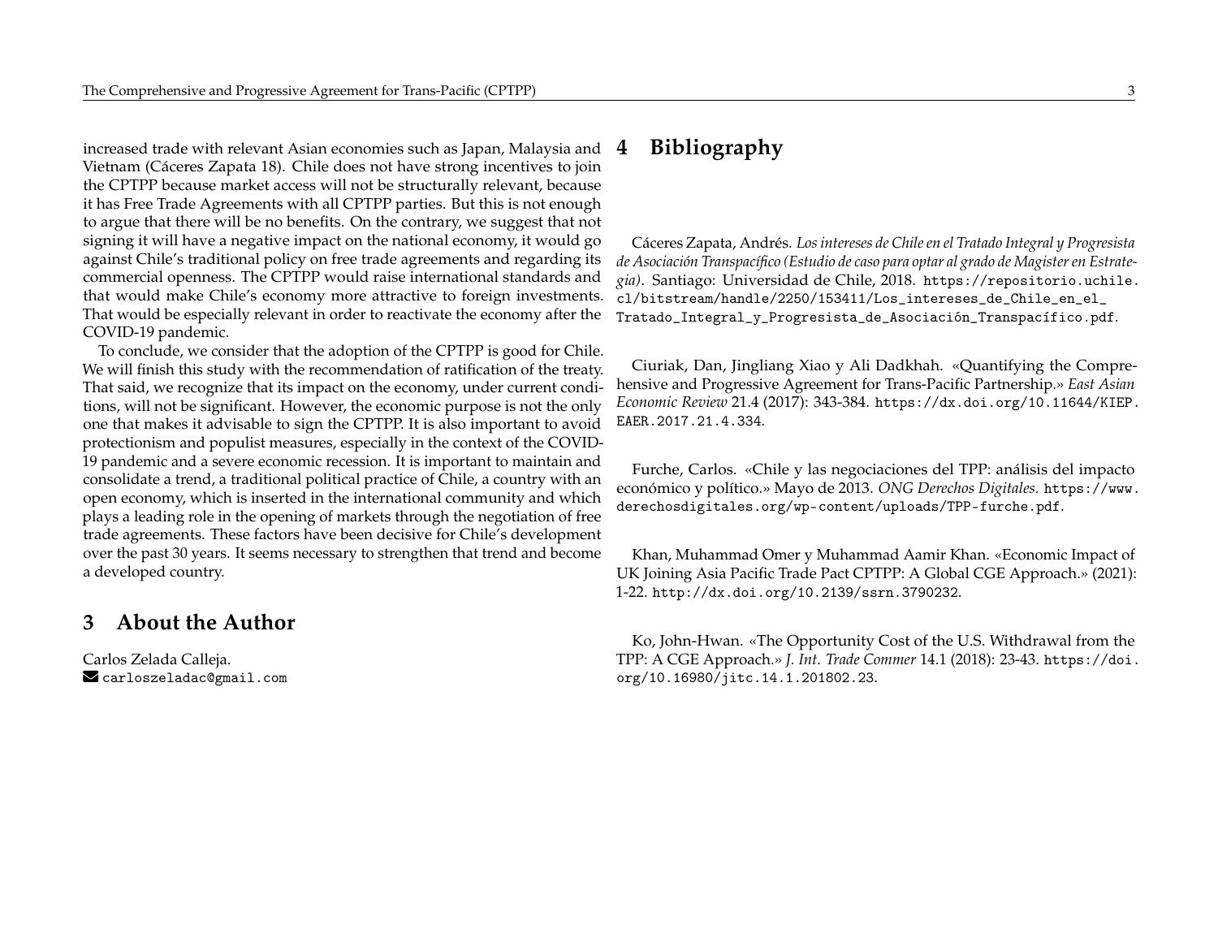increased trade with relevant Asian economies such as Japan, Malaysia and Vietnam (Cáceres Zapata 18). Chile does not have strong incentives to join the CPTPP because market access will not be structurally relevant, because it has Free Trade Agreements with all CPTPP parties. But this is not enough to argue that there will be no benefits. On the contrary, we suggest that not signing it will have a negative impact on the national economy, it would go against Chile's traditional policy on free trade agreements and regarding its commercial openness. The CPTPP would raise international standards and that would make Chile's economy more attractive to foreign investments. That would be especially relevant in order to reactivate the economy after the COVID-19 pandemic.

To conclude, we consider that the adoption of the CPTPP is good for Chile. We will finish this study with the recommendation of ratification of the treaty. That said, we recognize that its impact on the economy, under current conditions, will not be significant. However, the economic purpose is not the only one that makes it advisable to sign the CPTPP. It is also important to avoid protectionism and populist measures, especially in the context of the COVID-19 pandemic and a severe economic recession. It is important to maintain and consolidate a trend, a traditional political practice of Chile, a country with an open economy, which is inserted in the international community and which plays a leading role in the opening of markets through the negotiation of free trade agreements. These factors have been decisive for Chile's development over the past 30 years. It seems necessary to strengthen that trend and become a developed country.

## 3 About the Author

Carlos Zelada Calleja.
carloszeladac@gmail.com

## 4 Bibliography

Cáceres Zapata, Andrés. *Los intereses de Chile en el Tratado Integral y Progresista de Asociación Transpacífico (Estudio de caso para optar al grado de Magister en Estrategia)*. Santiago: Universidad de Chile, 2018. https://repositorio.uchile.cl/bitstream/handle/2250/153411/Los_intereses_de_Chile_en_el_Tratado_Integral_y_Progresista_de_Asociación_Transpacífico.pdf.

Ciuriak, Dan, Jingliang Xiao y Ali Dadkhah. «Quantifying the Comprehensive and Progressive Agreement for Trans-Pacific Partnership.» *East Asian Economic Review* 21.4 (2017): 343-384. https://dx.doi.org/10.11644/KIEP.EAER.2017.21.4.334.

Furche, Carlos. «Chile y las negociaciones del TPP: análisis del impacto económico y político.» Mayo de 2013. *ONG Derechos Digitales.* https://www.derechosdigitales.org/wp-content/uploads/TPP-furche.pdf.

Khan, Muhammad Omer y Muhammad Aamir Khan. «Economic Impact of UK Joining Asia Pacific Trade Pact CPTPP: A Global CGE Approach.» (2021): 1-22. http://dx.doi.org/10.2139/ssrn.3790232.

Ko, John-Hwan. «The Opportunity Cost of the U.S. Withdrawal from the TPP: A CGE Approach.» *J. Int. Trade Commer* 14.1 (2018): 23-43. https://doi.org/10.16980/jitc.14.1.201802.23.